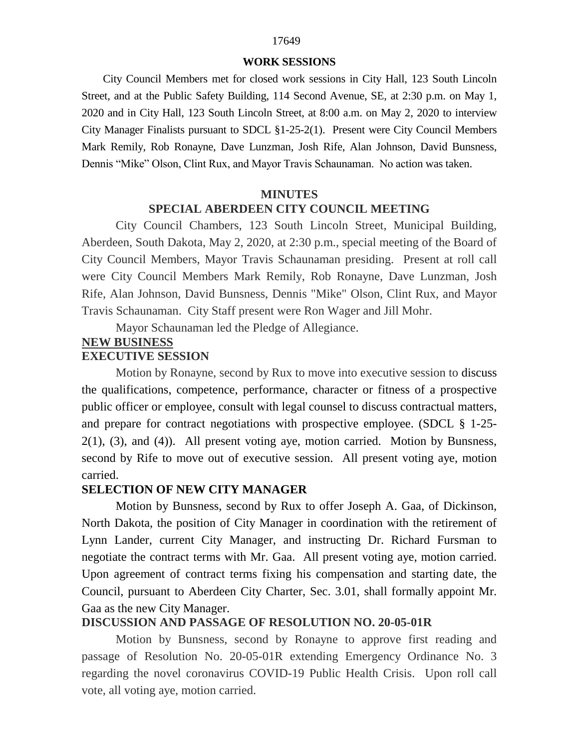## WORK SESSIONS

City Council Members met for closed work sessions in City Hall, 123 South Lincoln Street, and at the Public Safety Building, 114 Second Avenue, SE, at 2:30 p.m. on May 1, 2020 and in City Hall, 123 South Lincoln Street, at 8:00 a.m. on May 2, 2020 to interview City Manager Finalists pursuant to SDCL §1-25-2(1). Present were City Council Members Mark Remily, Rob Ronayne, Dave Lunzman, Josh Rife, Alan Johnson, David Bunsness, Dennis "Mike" Olson, Clint Rux, and Mayor Travis Schaunaman. No action was taken.

## MINUTES

## SPECIAL ABERDEEN CITY COUNCIL MEETING

City Council Chambers, 123 South Lincoln Street, Municipal Building, Aberdeen, South Dakota, May 2, 2020, at 2:30 p.m., special meeting of the Board of City Council Members, Mayor Travis Schaunaman presiding. Present at roll call were City Council Members Mark Remily, Rob Ronayne, Dave Lunzman, Josh Rife, Alan Johnson, David Bunsness, Dennis "Mike" Olson, Clint Rux, and Mayor Travis Schaunaman. City Staff present were Ron Wager and Jill Mohr.

Mayor Schaunaman led the Pledge of Allegiance.

### NEW BUSINESS

### EXECUTIVE SESSION

Motion by Ronayne, second by Rux to move into executive session to discuss the qualifications, competence, performance, character or fitness of a prospective public officer or employee, consult with legal counsel to discuss contractual matters, and prepare for contract negotiations with prospective employee. (SDCL § 1-25-2(1), (3), and (4)). All present voting aye, motion carried. Motion by Bunsness, second by Rife to move out of executive session. All present voting aye, motion carried.

### SELECTION OF NEW CITY MANAGER

Motion by Bunsness, second by Rux to offer Joseph A. Gaa, of Dickinson, North Dakota, the position of City Manager in coordination with the retirement of Lynn Lander, current City Manager, and instructing Dr. Richard Fursman to negotiate the contract terms with Mr. Gaa. All present voting aye, motion carried. Upon agreement of contract terms fixing his compensation and starting date, the Council, pursuant to Aberdeen City Charter, Sec. 3.01, shall formally appoint Mr. Gaa as the new City Manager.

### DISCUSSION AND PASSAGE OF RESOLUTION NO. 20-05-01R

Motion by Bunsness, second by Ronayne to approve first reading and passage of Resolution No. 20-05-01R extending Emergency Ordinance No. 3 regarding the novel coronavirus COVID-19 Public Health Crisis. Upon roll call vote, all voting aye, motion carried.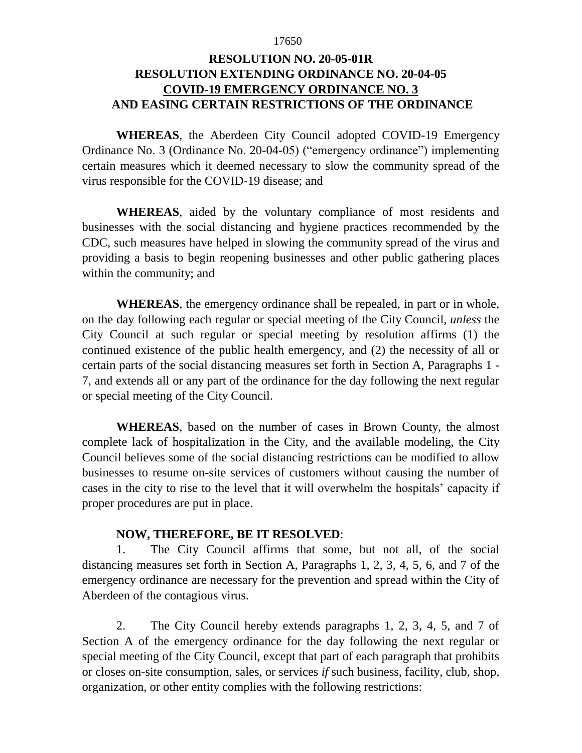# RESOLUTION NO. 20-05-01R
# RESOLUTION EXTENDING ORDINANCE NO. 20-04-05
# COVID-19 EMERGENCY ORDINANCE NO. 3
# AND EASING CERTAIN RESTRICTIONS OF THE ORDINANCE

**WHEREAS**, the Aberdeen City Council adopted COVID-19 Emergency Ordinance No. 3 (Ordinance No. 20-04-05) ("emergency ordinance") implementing certain measures which it deemed necessary to slow the community spread of the virus responsible for the COVID-19 disease; and

**WHEREAS**, aided by the voluntary compliance of most residents and businesses with the social distancing and hygiene practices recommended by the CDC, such measures have helped in slowing the community spread of the virus and providing a basis to begin reopening businesses and other public gathering places within the community; and

**WHEREAS**, the emergency ordinance shall be repealed, in part or in whole, on the day following each regular or special meeting of the City Council, *unless* the City Council at such regular or special meeting by resolution affirms (1) the continued existence of the public health emergency, and (2) the necessity of all or certain parts of the social distancing measures set forth in Section A, Paragraphs 1 - 7, and extends all or any part of the ordinance for the day following the next regular or special meeting of the City Council.

**WHEREAS**, based on the number of cases in Brown County, the almost complete lack of hospitalization in the City, and the available modeling, the City Council believes some of the social distancing restrictions can be modified to allow businesses to resume on-site services of customers without causing the number of cases in the city to rise to the level that it will overwhelm the hospitals' capacity if proper procedures are put in place.

**NOW, THEREFORE, BE IT RESOLVED**:

1. The City Council affirms that some, but not all, of the social distancing measures set forth in Section A, Paragraphs 1, 2, 3, 4, 5, 6, and 7 of the emergency ordinance are necessary for the prevention and spread within the City of Aberdeen of the contagious virus.

2. The City Council hereby extends paragraphs 1, 2, 3, 4, 5, and 7 of Section A of the emergency ordinance for the day following the next regular or special meeting of the City Council, except that part of each paragraph that prohibits or closes on-site consumption, sales, or services *if* such business, facility, club, shop, organization, or other entity complies with the following restrictions: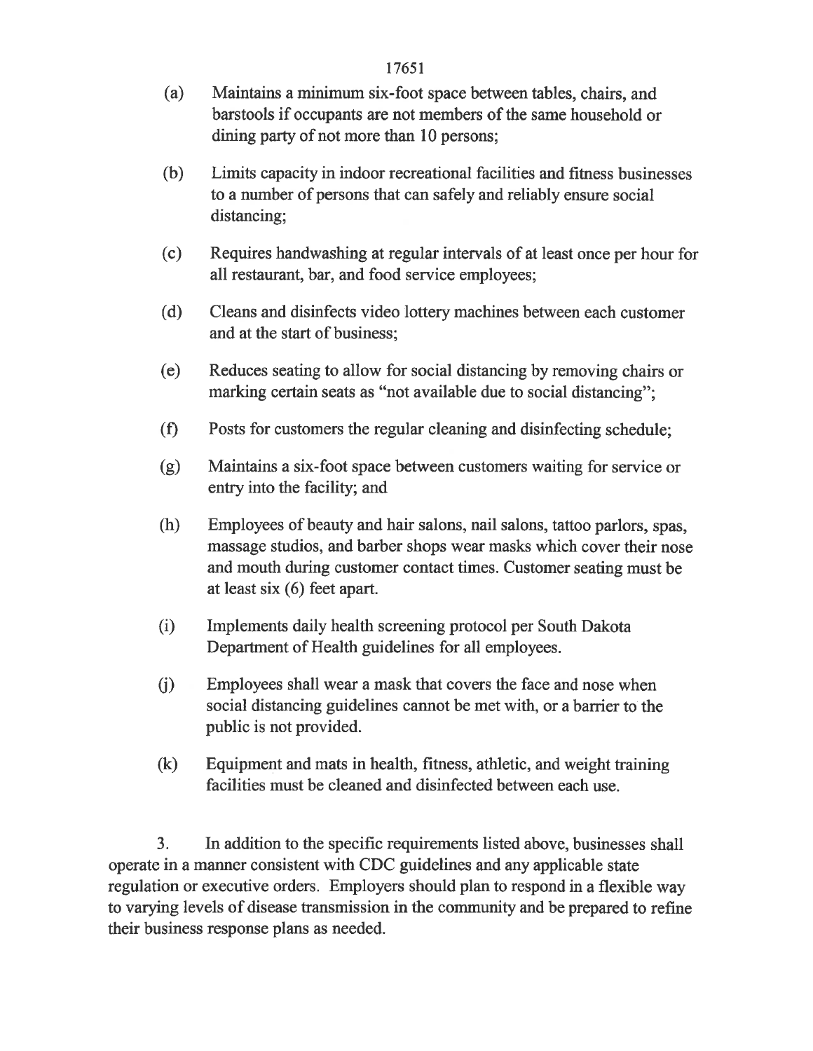(a) Maintains a minimum six-foot space between tables, chairs, and barstools if occupants are not members of the same household or dining party of not more than 10 persons;

(b) Limits capacity in indoor recreational facilities and fitness businesses to a number of persons that can safely and reliably ensure social distancing;

(c) Requires handwashing at regular intervals of at least once per hour for all restaurant, bar, and food service employees;

(d) Cleans and disinfects video lottery machines between each customer and at the start of business;

(e) Reduces seating to allow for social distancing by removing chairs or marking certain seats as "not available due to social distancing";

(f) Posts for customers the regular cleaning and disinfecting schedule;

(g) Maintains a six-foot space between customers waiting for service or entry into the facility; and

(h) Employees of beauty and hair salons, nail salons, tattoo parlors, spas, massage studios, and barber shops wear masks which cover their nose and mouth during customer contact times. Customer seating must be at least six (6) feet apart.

(i) Implements daily health screening protocol per South Dakota Department of Health guidelines for all employees.

(j) Employees shall wear a mask that covers the face and nose when social distancing guidelines cannot be met with, or a barrier to the public is not provided.

(k) Equipment and mats in health, fitness, athletic, and weight training facilities must be cleaned and disinfected between each use.

3. In addition to the specific requirements listed above, businesses shall operate in a manner consistent with CDC guidelines and any applicable state regulation or executive orders. Employers should plan to respond in a flexible way to varying levels of disease transmission in the community and be prepared to refine their business response plans as needed.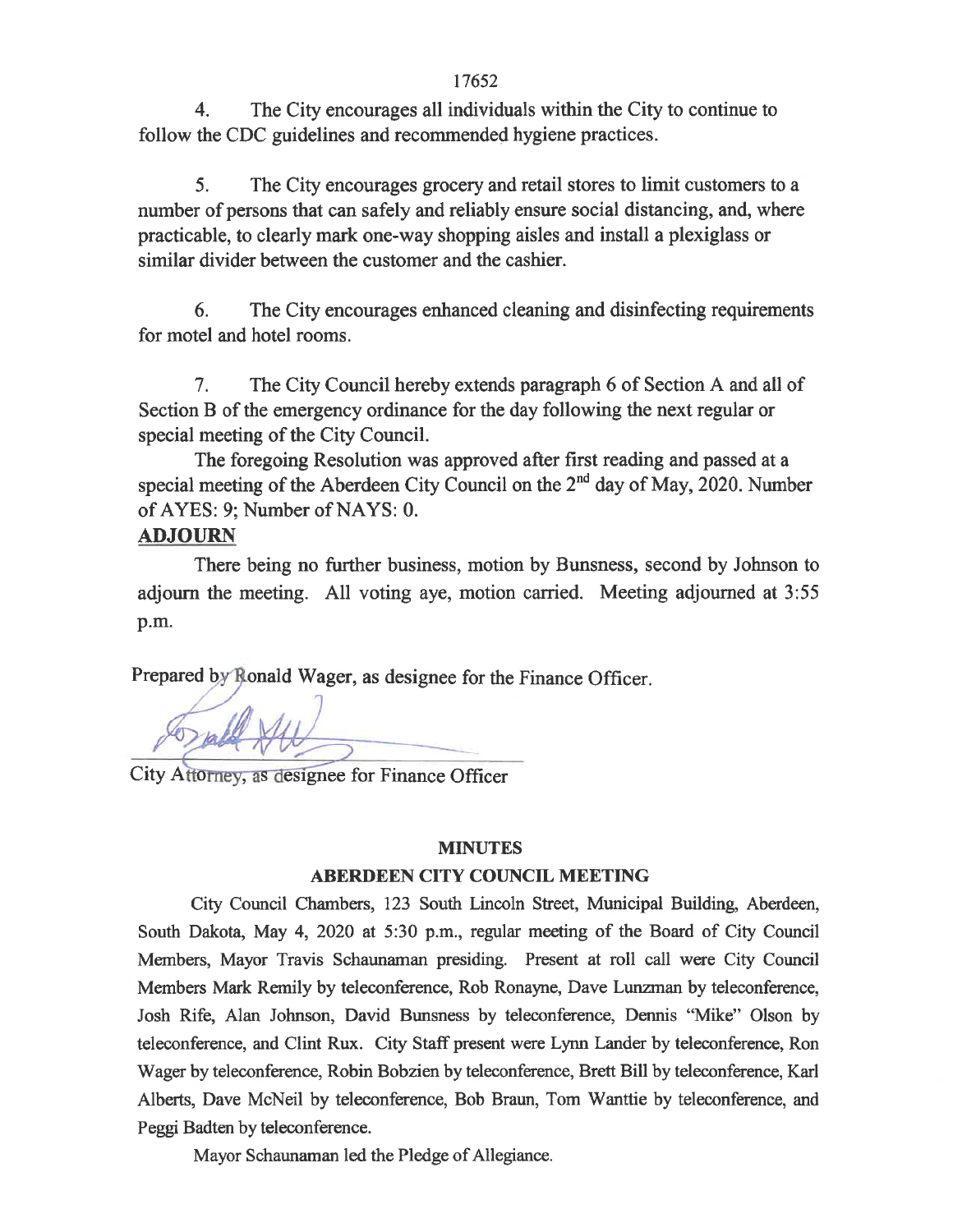4. The City encourages all individuals within the City to continue to follow the CDC guidelines and recommended hygiene practices.

5. The City encourages grocery and retail stores to limit customers to a number of persons that can safely and reliably ensure social distancing, and, where practicable, to clearly mark one-way shopping aisles and install a plexiglass or similar divider between the customer and the cashier.

6. The City encourages enhanced cleaning and disinfecting requirements for motel and hotel rooms.

7. The City Council hereby extends paragraph 6 of Section A and all of Section B of the emergency ordinance for the day following the next regular or special meeting of the City Council.

The foregoing Resolution was approved after first reading and passed at a special meeting of the Aberdeen City Council on the 2nd day of May, 2020. Number of AYES: 9; Number of NAYS: 0.

**ADJOURN**

There being no further business, motion by Bunsness, second by Johnson to adjourn the meeting. All voting aye, motion carried. Meeting adjourned at 3:55 p.m.

Prepared by Ronald Wager, as designee for the Finance Officer.

City Attorney, as designee for Finance Officer

**MINUTES**

**ABERDEEN CITY COUNCIL MEETING**

City Council Chambers, 123 South Lincoln Street, Municipal Building, Aberdeen, South Dakota, May 4, 2020 at 5:30 p.m., regular meeting of the Board of City Council Members, Mayor Travis Schaunaman presiding. Present at roll call were City Council Members Mark Remily by teleconference, Rob Ronayne, Dave Lunzman by teleconference, Josh Rife, Alan Johnson, David Bunsness by teleconference, Dennis "Mike" Olson by teleconference, and Clint Rux. City Staff present were Lynn Lander by teleconference, Ron Wager by teleconference, Robin Bobzien by teleconference, Brett Bill by teleconference, Karl Alberts, Dave McNeil by teleconference, Bob Braun, Tom Wanttie by teleconference, and Peggi Badten by teleconference.

Mayor Schaunaman led the Pledge of Allegiance.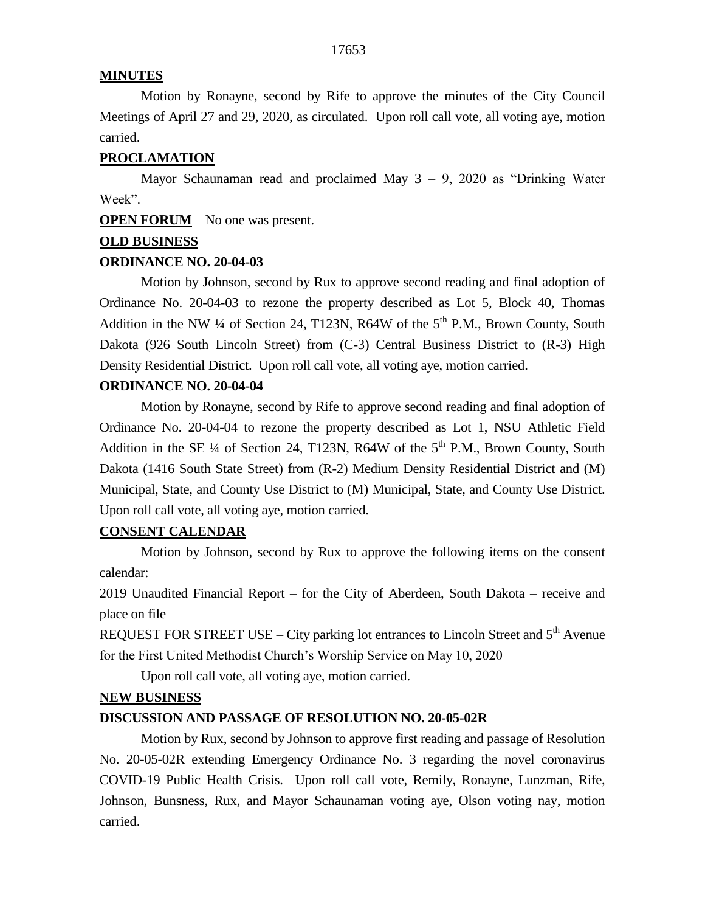**MINUTES**

Motion by Ronayne, second by Rife to approve the minutes of the City Council Meetings of April 27 and 29, 2020, as circulated. Upon roll call vote, all voting aye, motion carried.

**PROCLAMATION**

Mayor Schaunaman read and proclaimed May 3 – 9, 2020 as "Drinking Water Week".

**OPEN FORUM** – No one was present.

**OLD BUSINESS**

**ORDINANCE NO. 20-04-03**

Motion by Johnson, second by Rux to approve second reading and final adoption of Ordinance No. 20-04-03 to rezone the property described as Lot 5, Block 40, Thomas Addition in the NW ¼ of Section 24, T123N, R64W of the 5th P.M., Brown County, South Dakota (926 South Lincoln Street) from (C-3) Central Business District to (R-3) High Density Residential District. Upon roll call vote, all voting aye, motion carried.

**ORDINANCE NO. 20-04-04**

Motion by Ronayne, second by Rife to approve second reading and final adoption of Ordinance No. 20-04-04 to rezone the property described as Lot 1, NSU Athletic Field Addition in the SE ¼ of Section 24, T123N, R64W of the 5th P.M., Brown County, South Dakota (1416 South State Street) from (R-2) Medium Density Residential District and (M) Municipal, State, and County Use District to (M) Municipal, State, and County Use District. Upon roll call vote, all voting aye, motion carried.

**CONSENT CALENDAR**

Motion by Johnson, second by Rux to approve the following items on the consent calendar:

2019 Unaudited Financial Report – for the City of Aberdeen, South Dakota – receive and place on file

REQUEST FOR STREET USE – City parking lot entrances to Lincoln Street and 5th Avenue for the First United Methodist Church's Worship Service on May 10, 2020

Upon roll call vote, all voting aye, motion carried.

**NEW BUSINESS**

**DISCUSSION AND PASSAGE OF RESOLUTION NO. 20-05-02R**

Motion by Rux, second by Johnson to approve first reading and passage of Resolution No. 20-05-02R extending Emergency Ordinance No. 3 regarding the novel coronavirus COVID-19 Public Health Crisis. Upon roll call vote, Remily, Ronayne, Lunzman, Rife, Johnson, Bunsness, Rux, and Mayor Schaunaman voting aye, Olson voting nay, motion carried.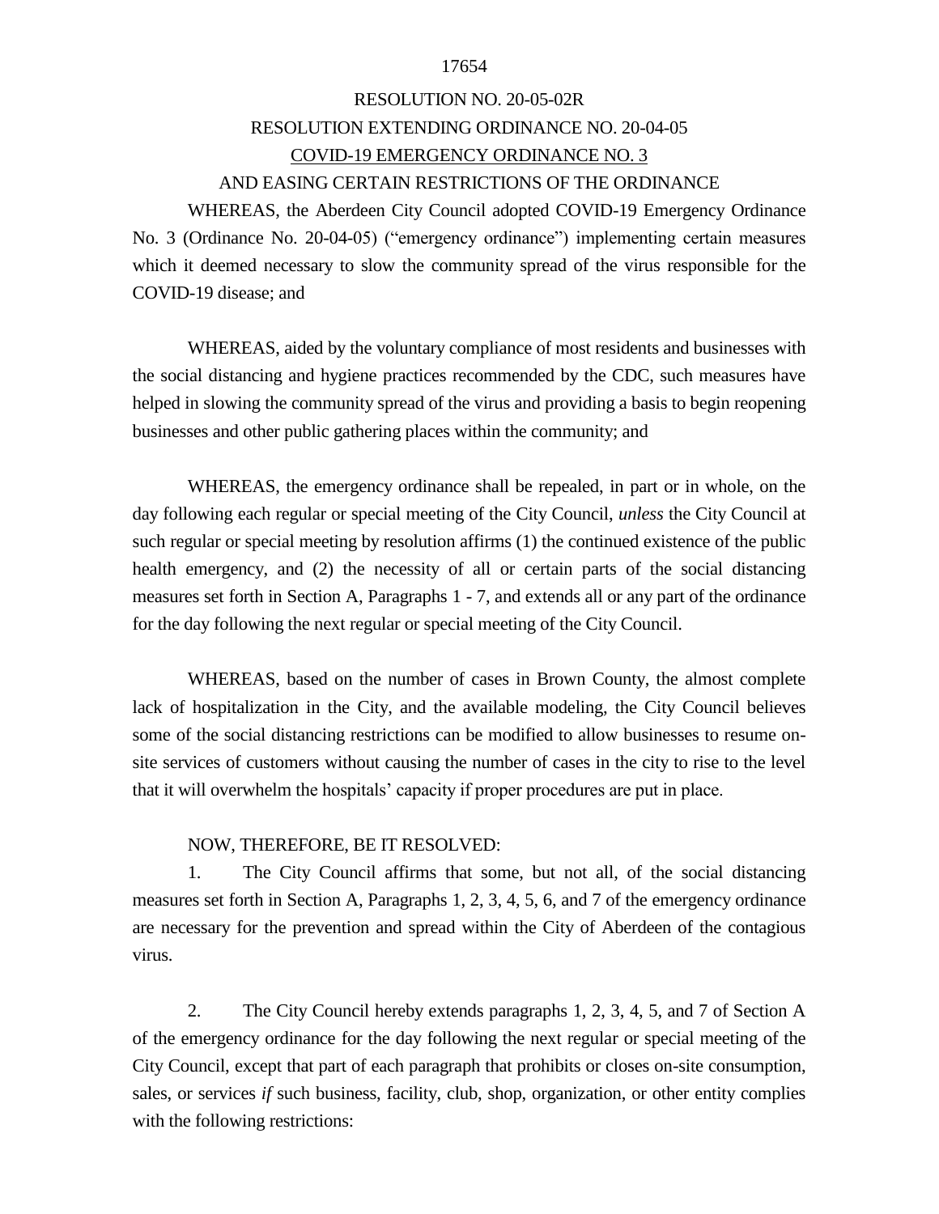RESOLUTION NO. 20-05-02R

RESOLUTION EXTENDING ORDINANCE NO. 20-04-05

COVID-19 EMERGENCY ORDINANCE NO. 3

AND EASING CERTAIN RESTRICTIONS OF THE ORDINANCE

WHEREAS, the Aberdeen City Council adopted COVID-19 Emergency Ordinance No. 3 (Ordinance No. 20-04-05) ("emergency ordinance") implementing certain measures which it deemed necessary to slow the community spread of the virus responsible for the COVID-19 disease; and

WHEREAS, aided by the voluntary compliance of most residents and businesses with the social distancing and hygiene practices recommended by the CDC, such measures have helped in slowing the community spread of the virus and providing a basis to begin reopening businesses and other public gathering places within the community; and

WHEREAS, the emergency ordinance shall be repealed, in part or in whole, on the day following each regular or special meeting of the City Council, *unless* the City Council at such regular or special meeting by resolution affirms (1) the continued existence of the public health emergency, and (2) the necessity of all or certain parts of the social distancing measures set forth in Section A, Paragraphs 1 - 7, and extends all or any part of the ordinance for the day following the next regular or special meeting of the City Council.

WHEREAS, based on the number of cases in Brown County, the almost complete lack of hospitalization in the City, and the available modeling, the City Council believes some of the social distancing restrictions can be modified to allow businesses to resume on-site services of customers without causing the number of cases in the city to rise to the level that it will overwhelm the hospitals' capacity if proper procedures are put in place.

NOW, THEREFORE, BE IT RESOLVED:

1. The City Council affirms that some, but not all, of the social distancing measures set forth in Section A, Paragraphs 1, 2, 3, 4, 5, 6, and 7 of the emergency ordinance are necessary for the prevention and spread within the City of Aberdeen of the contagious virus.

2. The City Council hereby extends paragraphs 1, 2, 3, 4, 5, and 7 of Section A of the emergency ordinance for the day following the next regular or special meeting of the City Council, except that part of each paragraph that prohibits or closes on-site consumption, sales, or services *if* such business, facility, club, shop, organization, or other entity complies with the following restrictions: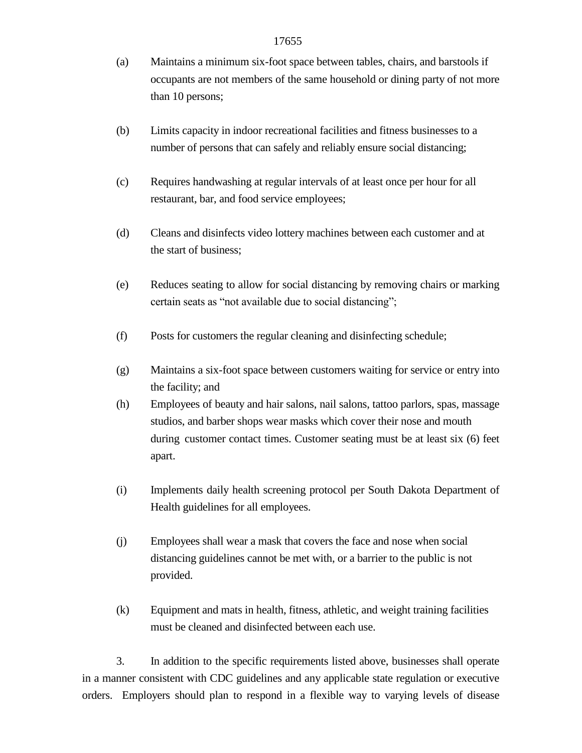(a) Maintains a minimum six-foot space between tables, chairs, and barstools if occupants are not members of the same household or dining party of not more than 10 persons;

(b) Limits capacity in indoor recreational facilities and fitness businesses to a number of persons that can safely and reliably ensure social distancing;

(c) Requires handwashing at regular intervals of at least once per hour for all restaurant, bar, and food service employees;

(d) Cleans and disinfects video lottery machines between each customer and at the start of business;

(e) Reduces seating to allow for social distancing by removing chairs or marking certain seats as "not available due to social distancing";

(f) Posts for customers the regular cleaning and disinfecting schedule;

(g) Maintains a six-foot space between customers waiting for service or entry into the facility; and

(h) Employees of beauty and hair salons, nail salons, tattoo parlors, spas, massage studios, and barber shops wear masks which cover their nose and mouth during customer contact times. Customer seating must be at least six (6) feet apart.

(i) Implements daily health screening protocol per South Dakota Department of Health guidelines for all employees.

(j) Employees shall wear a mask that covers the face and nose when social distancing guidelines cannot be met with, or a barrier to the public is not provided.

(k) Equipment and mats in health, fitness, athletic, and weight training facilities must be cleaned and disinfected between each use.

3. In addition to the specific requirements listed above, businesses shall operate in a manner consistent with CDC guidelines and any applicable state regulation or executive orders. Employers should plan to respond in a flexible way to varying levels of disease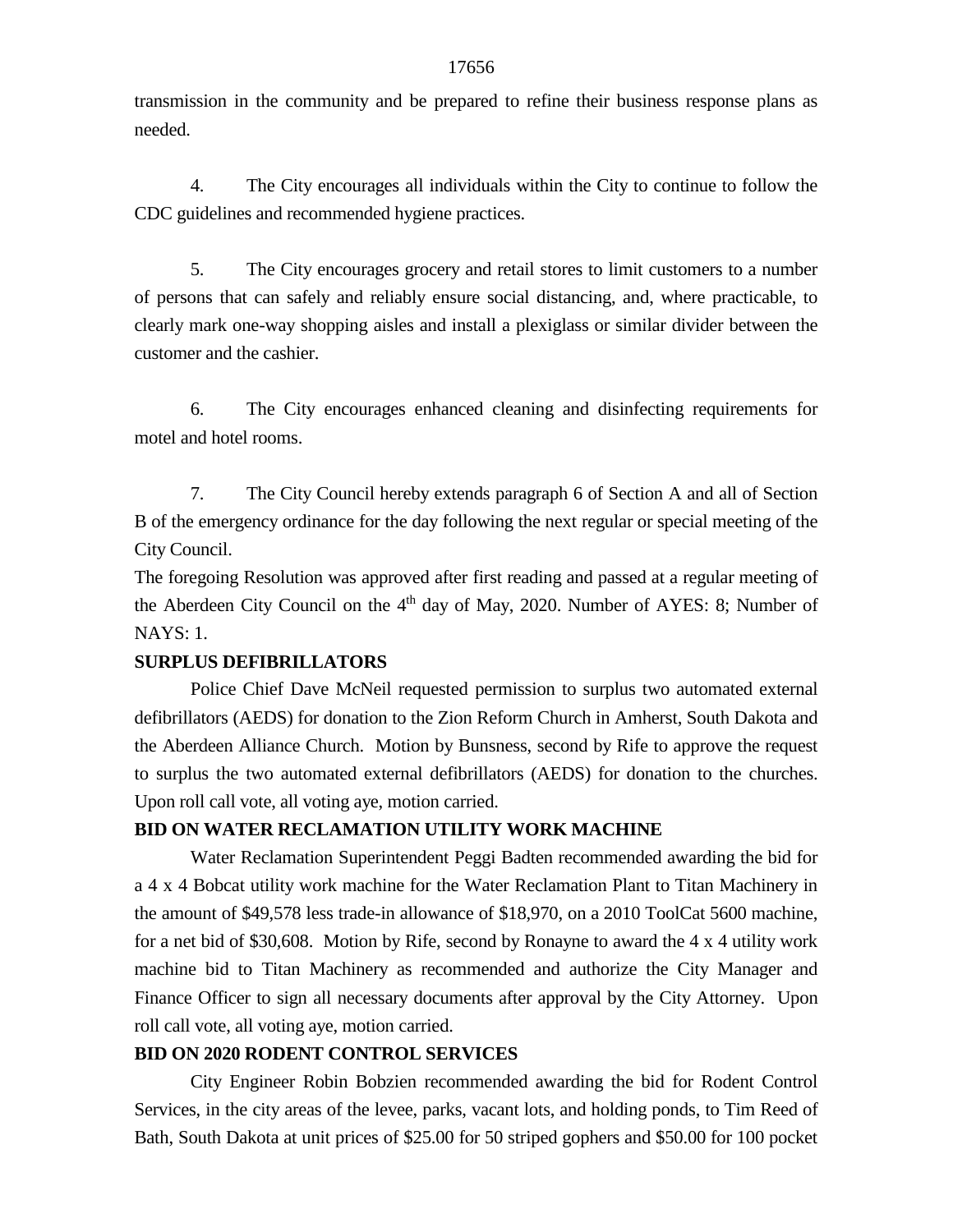transmission in the community and be prepared to refine their business response plans as needed.

4. The City encourages all individuals within the City to continue to follow the CDC guidelines and recommended hygiene practices.

5. The City encourages grocery and retail stores to limit customers to a number of persons that can safely and reliably ensure social distancing, and, where practicable, to clearly mark one-way shopping aisles and install a plexiglass or similar divider between the customer and the cashier.

6. The City encourages enhanced cleaning and disinfecting requirements for motel and hotel rooms.

7. The City Council hereby extends paragraph 6 of Section A and all of Section B of the emergency ordinance for the day following the next regular or special meeting of the City Council.

The foregoing Resolution was approved after first reading and passed at a regular meeting of the Aberdeen City Council on the 4th day of May, 2020. Number of AYES: 8; Number of NAYS: 1.

**SURPLUS DEFIBRILLATORS**

Police Chief Dave McNeil requested permission to surplus two automated external defibrillators (AEDS) for donation to the Zion Reform Church in Amherst, South Dakota and the Aberdeen Alliance Church. Motion by Bunsness, second by Rife to approve the request to surplus the two automated external defibrillators (AEDS) for donation to the churches. Upon roll call vote, all voting aye, motion carried.

**BID ON WATER RECLAMATION UTILITY WORK MACHINE**

Water Reclamation Superintendent Peggi Badten recommended awarding the bid for a 4 x 4 Bobcat utility work machine for the Water Reclamation Plant to Titan Machinery in the amount of $49,578 less trade-in allowance of $18,970, on a 2010 ToolCat 5600 machine, for a net bid of $30,608. Motion by Rife, second by Ronayne to award the 4 x 4 utility work machine bid to Titan Machinery as recommended and authorize the City Manager and Finance Officer to sign all necessary documents after approval by the City Attorney. Upon roll call vote, all voting aye, motion carried.

**BID ON 2020 RODENT CONTROL SERVICES**

City Engineer Robin Bobzien recommended awarding the bid for Rodent Control Services, in the city areas of the levee, parks, vacant lots, and holding ponds, to Tim Reed of Bath, South Dakota at unit prices of $25.00 for 50 striped gophers and $50.00 for 100 pocket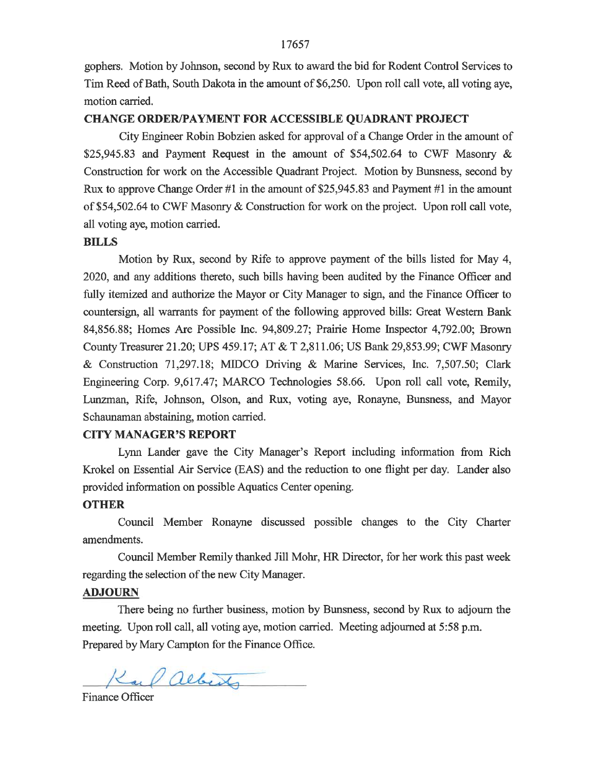gophers. Motion by Johnson, second by Rux to award the bid for Rodent Control Services to Tim Reed of Bath, South Dakota in the amount of $6,250. Upon roll call vote, all voting aye, motion carried.

**CHANGE ORDER/PAYMENT FOR ACCESSIBLE QUADRANT PROJECT**

City Engineer Robin Bobzien asked for approval of a Change Order in the amount of $25,945.83 and Payment Request in the amount of $54,502.64 to CWF Masonry & Construction for work on the Accessible Quadrant Project. Motion by Bunsness, second by Rux to approve Change Order #1 in the amount of $25,945.83 and Payment #1 in the amount of $54,502.64 to CWF Masonry & Construction for work on the project. Upon roll call vote, all voting aye, motion carried.

**BILLS**

Motion by Rux, second by Rife to approve payment of the bills listed for May 4, 2020, and any additions thereto, such bills having been audited by the Finance Officer and fully itemized and authorize the Mayor or City Manager to sign, and the Finance Officer to countersign, all warrants for payment of the following approved bills: Great Western Bank 84,856.88; Homes Are Possible Inc. 94,809.27; Prairie Home Inspector 4,792.00; Brown County Treasurer 21.20; UPS 459.17; AT & T 2,811.06; US Bank 29,853.99; CWF Masonry & Construction 71,297.18; MIDCO Driving & Marine Services, Inc. 7,507.50; Clark Engineering Corp. 9,617.47; MARCO Technologies 58.66. Upon roll call vote, Remily, Lunzman, Rife, Johnson, Olson, and Rux, voting aye, Ronayne, Bunsness, and Mayor Schaunaman abstaining, motion carried.

**CITY MANAGER'S REPORT**

Lynn Lander gave the City Manager's Report including information from Rich Krokel on Essential Air Service (EAS) and the reduction to one flight per day. Lander also provided information on possible Aquatics Center opening.

**OTHER**

Council Member Ronayne discussed possible changes to the City Charter amendments.

Council Member Remily thanked Jill Mohr, HR Director, for her work this past week regarding the selection of the new City Manager.

**ADJOURN**

There being no further business, motion by Bunsness, second by Rux to adjourn the meeting. Upon roll call, all voting aye, motion carried. Meeting adjourned at 5:58 p.m.

Prepared by Mary Campton for the Finance Office.

Karl Alberts

Finance Officer